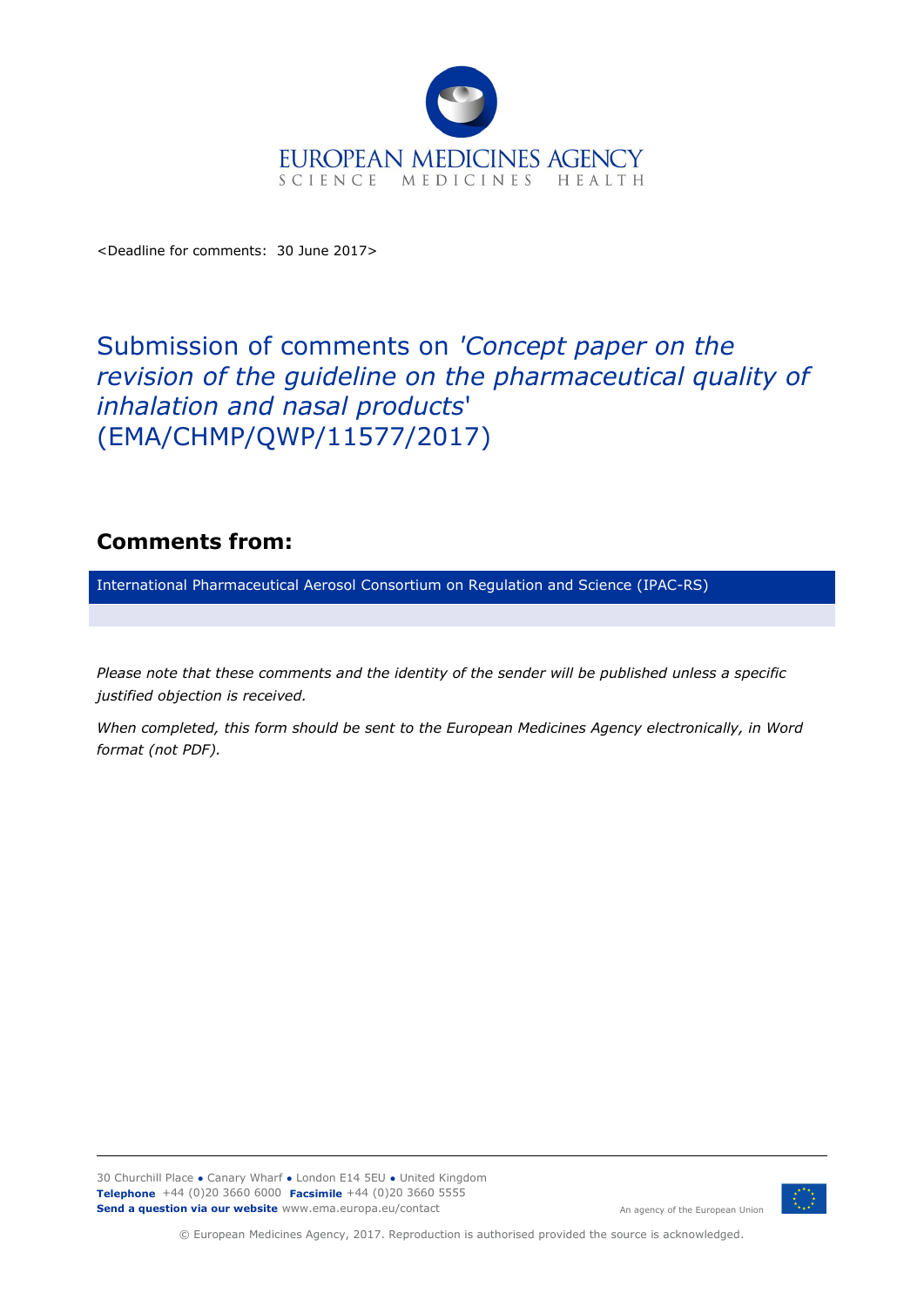EUROPEAN MEDICINES AGENCY
SCIENCE MEDICINES HEALTH

<Deadline for comments: 30 June 2017>

# Submission of comments on *'Concept paper on the revision of the guideline on the pharmaceutical quality of inhalation and nasal products'* (EMA/CHMP/QWP/11577/2017)

## Comments from:

International Pharmaceutical Aerosol Consortium on Regulation and Science (IPAC-RS)

*Please note that these comments and the identity of the sender will be published unless a specific justified objection is received.*

*When completed, this form should be sent to the European Medicines Agency electronically, in Word format (not PDF).*

30 Churchill Place ● Canary Wharf ● London E14 5EU ● United Kingdom
**Telephone** +44 (0)20 3660 6000 **Facsimile** +44 (0)20 3660 5555
**Send a question via our website** www.ema.europa.eu/contact

An agency of the European Union

© European Medicines Agency, 2017. Reproduction is authorised provided the source is acknowledged.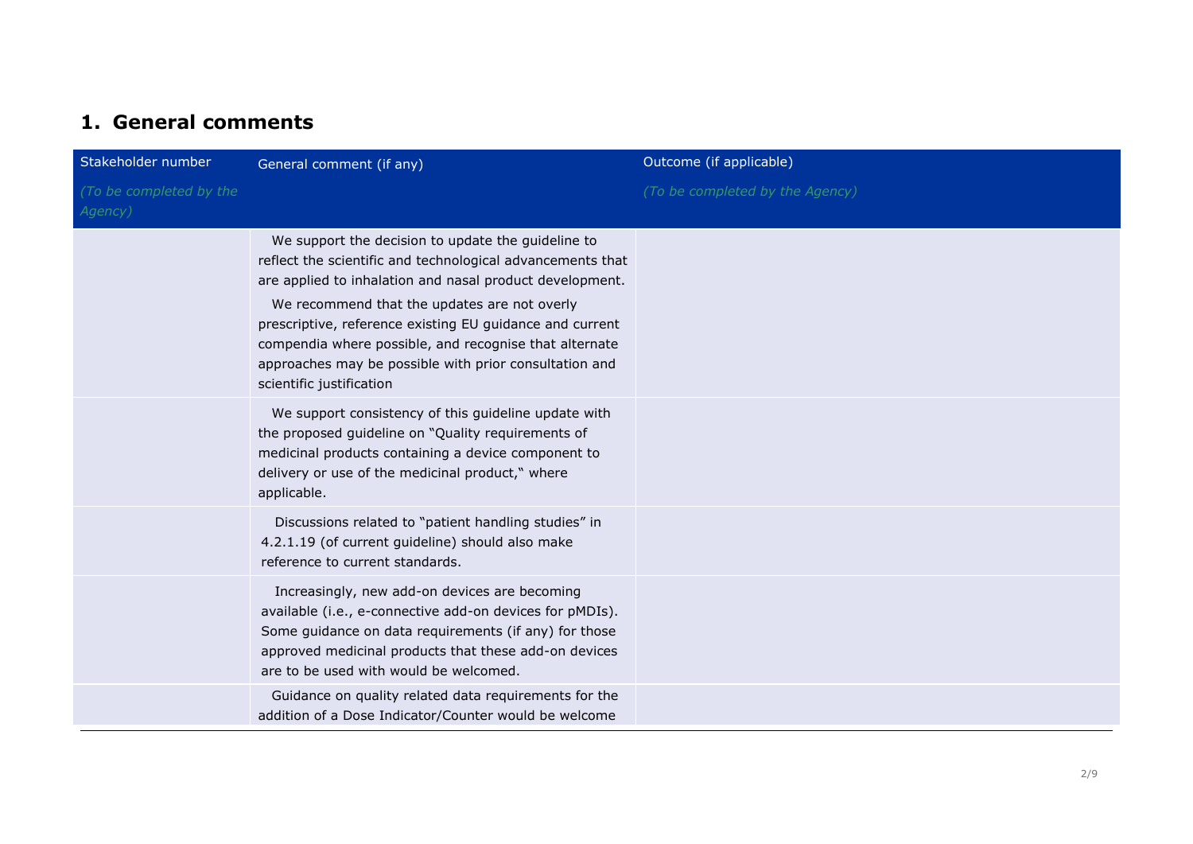## 1. General comments

| Stakeholder number *(To be completed by the Agency)* | General comment (if any) | Outcome (if applicable) *(To be completed by the Agency)* |
|---|---|---|
| | We support the decision to update the guideline to reflect the scientific and technological advancements that are applied to inhalation and nasal product development. We recommend that the updates are not overly prescriptive, reference existing EU guidance and current compendia where possible, and recognise that alternate approaches may be possible with prior consultation and scientific justification | |
| | We support consistency of this guideline update with the proposed guideline on "Quality requirements of medicinal products containing a device component to delivery or use of the medicinal product," where applicable. | |
| | Discussions related to "patient handling studies" in 4.2.1.19 (of current guideline) should also make reference to current standards. | |
| | Increasingly, new add-on devices are becoming available (i.e., e-connective add-on devices for pMDIs). Some guidance on data requirements (if any) for those approved medicinal products that these add-on devices are to be used with would be welcomed. | |
| | Guidance on quality related data requirements for the addition of a Dose Indicator/Counter would be welcome | |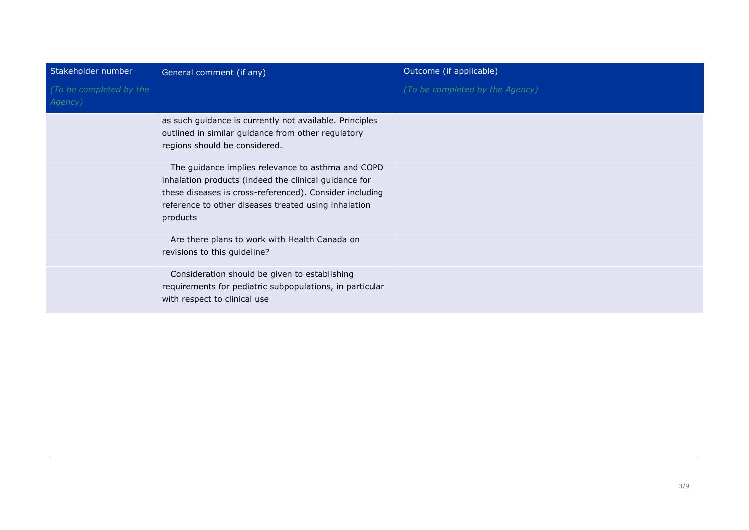| Stakeholder number<br><br>*(To be completed by the Agency)* | General comment (if any) | Outcome (if applicable)<br><br>*(To be completed by the Agency)* |
|---|---|---|
| | as such guidance is currently not available. Principles outlined in similar guidance from other regulatory regions should be considered. | |
| | The guidance implies relevance to asthma and COPD inhalation products (indeed the clinical guidance for these diseases is cross-referenced). Consider including reference to other diseases treated using inhalation products | |
| | Are there plans to work with Health Canada on revisions to this guideline? | |
| | Consideration should be given to establishing requirements for pediatric subpopulations, in particular with respect to clinical use | |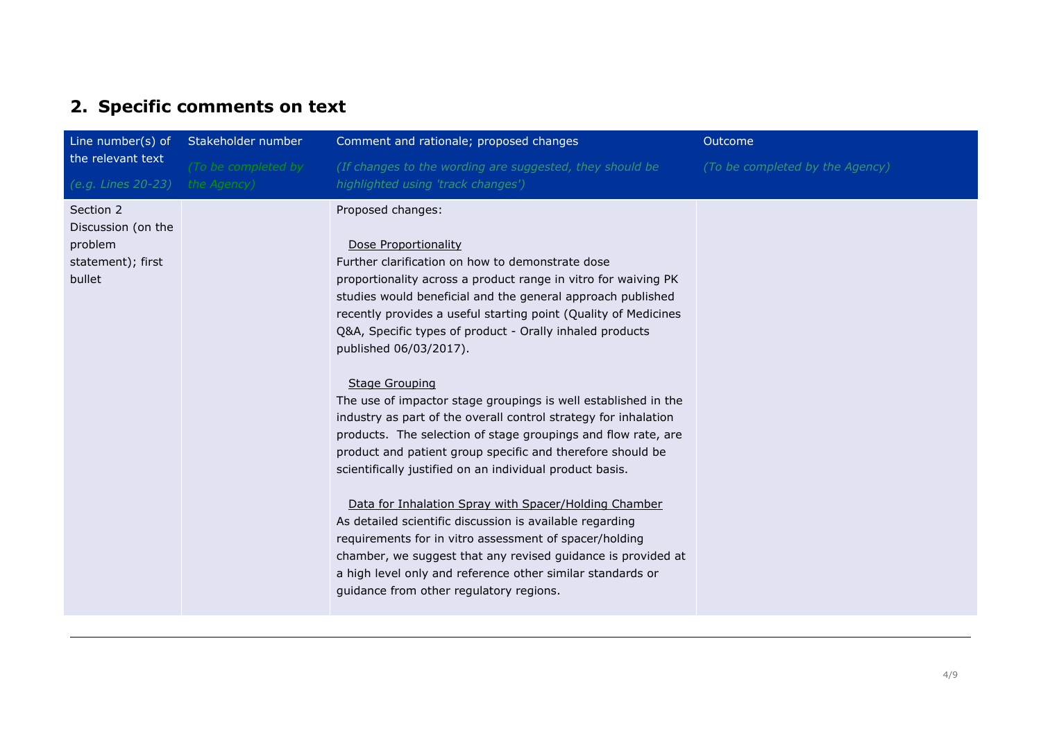## 2. Specific comments on text

| Line number(s) of the relevant text<br>*(e.g. Lines 20-23)* | Stakeholder number<br>*(To be completed by the Agency)* | Comment and rationale; proposed changes<br>*(If changes to the wording are suggested, they should be highlighted using 'track changes')* | Outcome<br>*(To be completed by the Agency)* |
|---|---|---|---|
| Section 2 Discussion (on the problem statement); first bullet | | Proposed changes:<br><br><u>Dose Proportionality</u><br>Further clarification on how to demonstrate dose proportionality across a product range in vitro for waiving PK studies would beneficial and the general approach published recently provides a useful starting point (Quality of Medicines Q&A, Specific types of product - Orally inhaled products published 06/03/2017).<br><br><u>Stage Grouping</u><br>The use of impactor stage groupings is well established in the industry as part of the overall control strategy for inhalation products. The selection of stage groupings and flow rate, are product and patient group specific and therefore should be scientifically justified on an individual product basis.<br><br><u>Data for Inhalation Spray with Spacer/Holding Chamber</u><br>As detailed scientific discussion is available regarding requirements for in vitro assessment of spacer/holding chamber, we suggest that any revised guidance is provided at a high level only and reference other similar standards or guidance from other regulatory regions. | |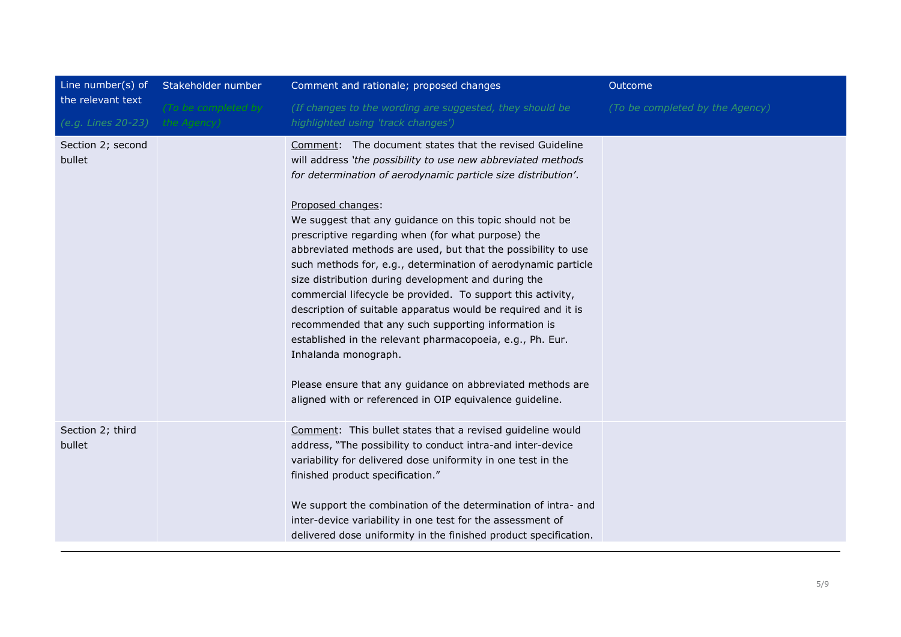| Line number(s) of the relevant text <br>*(e.g. Lines 20-23)* | Stakeholder number <br>*(To be completed by the Agency)* | Comment and rationale; proposed changes <br>*(If changes to the wording are suggested, they should be highlighted using 'track changes')* | Outcome <br>*(To be completed by the Agency)* |
|---|---|---|---|
| Section 2; second bullet | | Comment: The document states that the revised Guideline will address *'the possibility to use new abbreviated methods for determination of aerodynamic particle size distribution'*.<br><br>Proposed changes:<br>We suggest that any guidance on this topic should not be prescriptive regarding when (for what purpose) the abbreviated methods are used, but that the possibility to use such methods for, e.g., determination of aerodynamic particle size distribution during development and during the commercial lifecycle be provided. To support this activity, description of suitable apparatus would be required and it is recommended that any such supporting information is established in the relevant pharmacopoeia, e.g., Ph. Eur. Inhalanda monograph.<br><br>Please ensure that any guidance on abbreviated methods are aligned with or referenced in OIP equivalence guideline. | |
| Section 2; third bullet | | Comment: This bullet states that a revised guideline would address, "The possibility to conduct intra-and inter-device variability for delivered dose uniformity in one test in the finished product specification."<br><br>We support the combination of the determination of intra- and inter-device variability in one test for the assessment of delivered dose uniformity in the finished product specification. | |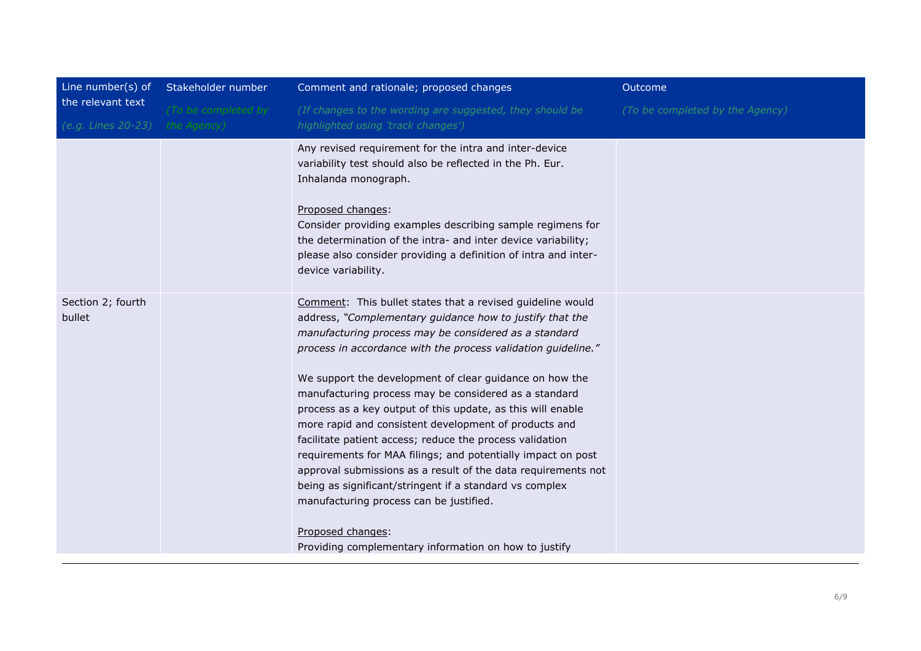| Line number(s) of the relevant text<br>*(e.g. Lines 20-23)* | Stakeholder number<br>*(To be completed by the Agency)* | Comment and rationale; proposed changes<br>*(If changes to the wording are suggested, they should be highlighted using 'track changes')* | Outcome<br>*(To be completed by the Agency)* |
|---|---|---|---|
| | | Any revised requirement for the intra and inter-device variability test should also be reflected in the Ph. Eur. Inhalanda monograph.<br><br><u>Proposed changes</u>:<br>Consider providing examples describing sample regimens for the determination of the intra- and inter device variability; please also consider providing a definition of intra and inter-device variability. | |
| Section 2; fourth bullet | | <u>Comment</u>: This bullet states that a revised guideline would address, *"Complementary guidance how to justify that the manufacturing process may be considered as a standard process in accordance with the process validation guideline."*<br><br>We support the development of clear guidance on how the manufacturing process may be considered as a standard process as a key output of this update, as this will enable more rapid and consistent development of products and facilitate patient access; reduce the process validation requirements for MAA filings; and potentially impact on post approval submissions as a result of the data requirements not being as significant/stringent if a standard vs complex manufacturing process can be justified.<br><br><u>Proposed changes</u>:<br>Providing complementary information on how to justify | |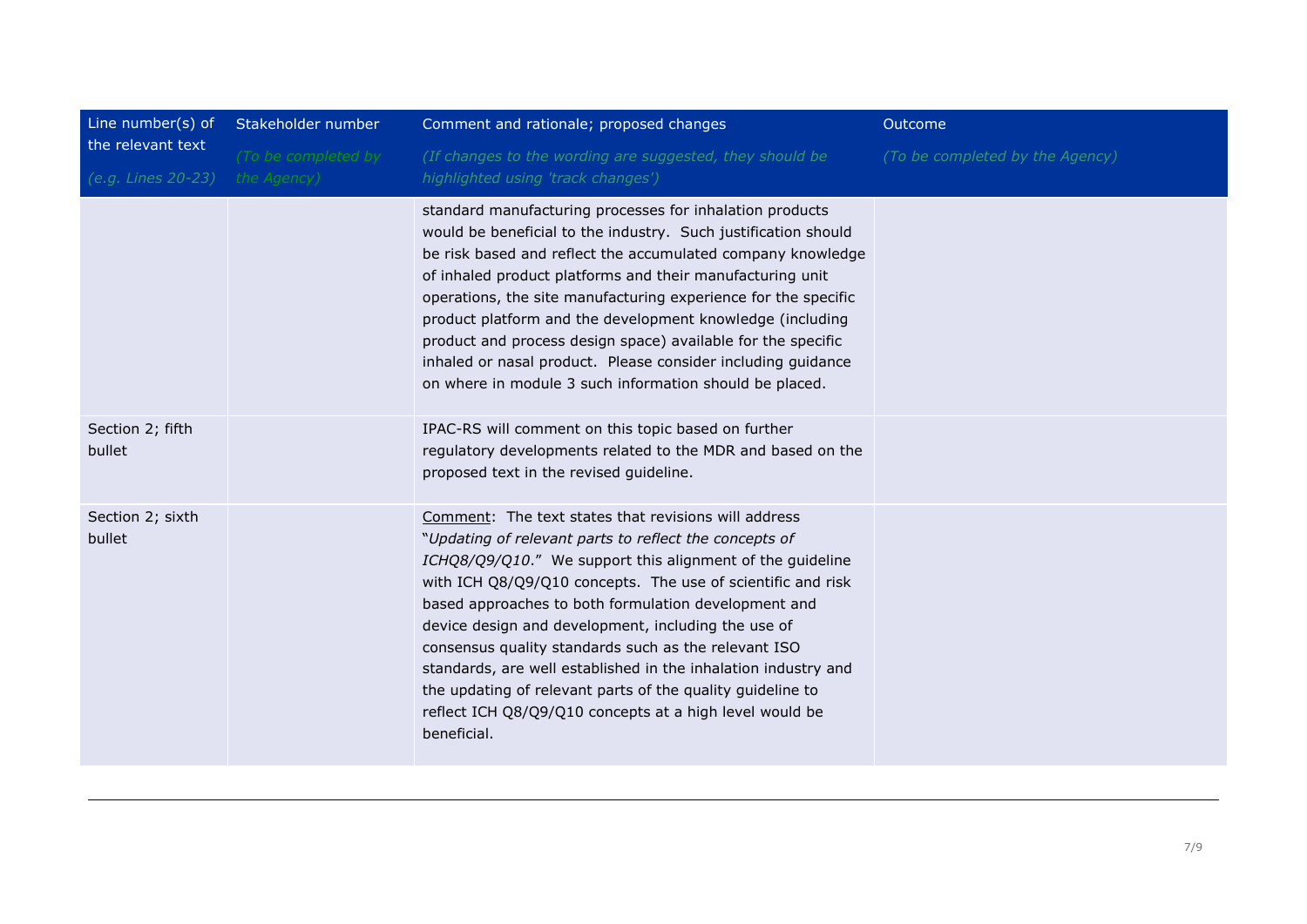| Line number(s) of the relevant text<br>*(e.g. Lines 20-23)* | Stakeholder number<br>*(To be completed by the Agency)* | Comment and rationale; proposed changes<br>*(If changes to the wording are suggested, they should be highlighted using 'track changes')* | Outcome<br>*(To be completed by the Agency)* |
|---|---|---|---|
| | | standard manufacturing processes for inhalation products would be beneficial to the industry. Such justification should be risk based and reflect the accumulated company knowledge of inhaled product platforms and their manufacturing unit operations, the site manufacturing experience for the specific product platform and the development knowledge (including product and process design space) available for the specific inhaled or nasal product. Please consider including guidance on where in module 3 such information should be placed. | |
| Section 2; fifth bullet | | IPAC-RS will comment on this topic based on further regulatory developments related to the MDR and based on the proposed text in the revised guideline. | |
| Section 2; sixth bullet | | Comment: The text states that revisions will address "*Updating of relevant parts to reflect the concepts of ICHQ8/Q9/Q10*." We support this alignment of the guideline with ICH Q8/Q9/Q10 concepts. The use of scientific and risk based approaches to both formulation development and device design and development, including the use of consensus quality standards such as the relevant ISO standards, are well established in the inhalation industry and the updating of relevant parts of the quality guideline to reflect ICH Q8/Q9/Q10 concepts at a high level would be beneficial. | |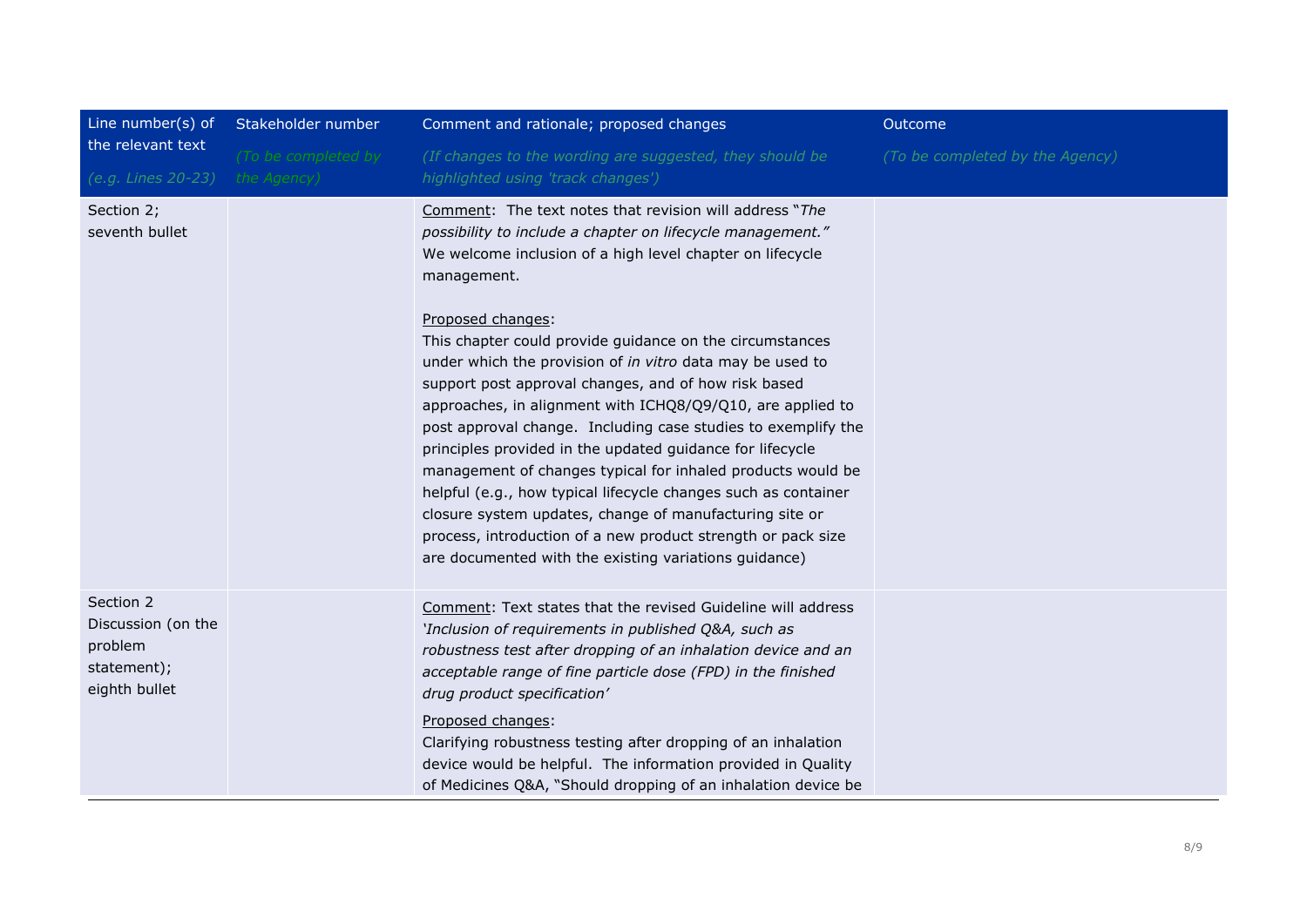| Line number(s) of the relevant text<br>*(e.g. Lines 20-23)* | Stakeholder number<br>*(To be completed by the Agency)* | Comment and rationale; proposed changes<br>*(If changes to the wording are suggested, they should be highlighted using 'track changes')* | Outcome<br>*(To be completed by the Agency)* |
|---|---|---|---|
| Section 2; seventh bullet | | Comment: The text notes that revision will address "*The possibility to include a chapter on lifecycle management.*" We welcome inclusion of a high level chapter on lifecycle management.<br><br>Proposed changes:<br>This chapter could provide guidance on the circumstances under which the provision of *in vitro* data may be used to support post approval changes, and of how risk based approaches, in alignment with ICHQ8/Q9/Q10, are applied to post approval change. Including case studies to exemplify the principles provided in the updated guidance for lifecycle management of changes typical for inhaled products would be helpful (e.g., how typical lifecycle changes such as container closure system updates, change of manufacturing site or process, introduction of a new product strength or pack size are documented with the existing variations guidance) | |
| Section 2 Discussion (on the problem statement); eighth bullet | | Comment: Text states that the revised Guideline will address *'Inclusion of requirements in published Q&A, such as robustness test after dropping of an inhalation device and an acceptable range of fine particle dose (FPD) in the finished drug product specification'*<br><br>Proposed changes:<br>Clarifying robustness testing after dropping of an inhalation device would be helpful. The information provided in Quality of Medicines Q&A, "Should dropping of an inhalation device be | |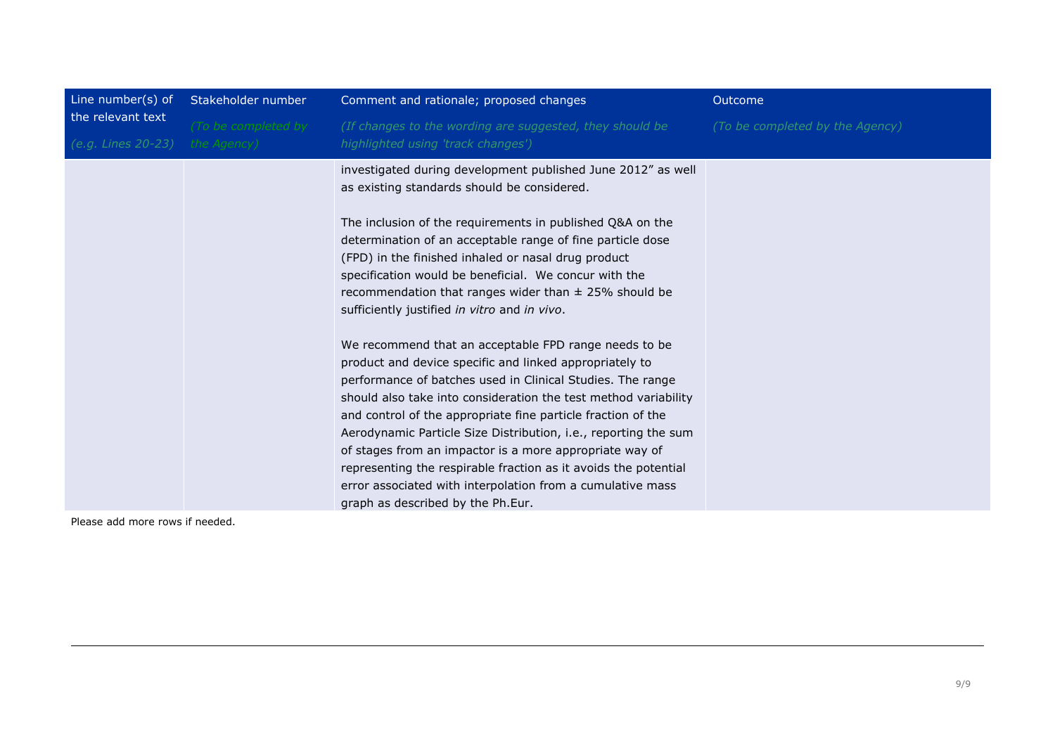| Line number(s) of the relevant text *(e.g. Lines 20-23)* | Stakeholder number *(To be completed by the Agency)* | Comment and rationale; proposed changes *(If changes to the wording are suggested, they should be highlighted using 'track changes')* | Outcome *(To be completed by the Agency)* |
|---|---|---|---|
| | | investigated during development published June 2012" as well as existing standards should be considered.<br><br>The inclusion of the requirements in published Q&A on the determination of an acceptable range of fine particle dose (FPD) in the finished inhaled or nasal drug product specification would be beneficial. We concur with the recommendation that ranges wider than ± 25% should be sufficiently justified *in vitro* and *in vivo*.<br><br>We recommend that an acceptable FPD range needs to be product and device specific and linked appropriately to performance of batches used in Clinical Studies. The range should also take into consideration the test method variability and control of the appropriate fine particle fraction of the Aerodynamic Particle Size Distribution, i.e., reporting the sum of stages from an impactor is a more appropriate way of representing the respirable fraction as it avoids the potential error associated with interpolation from a cumulative mass graph as described by the Ph.Eur. | |

Please add more rows if needed.